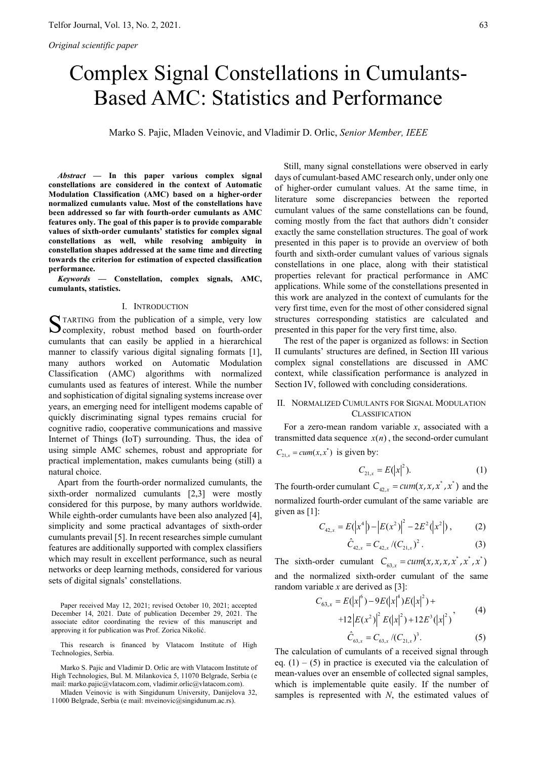*Original scientific paper*

# Complex Signal Constellations in Cumulants-Based AMC: Statistics and Performance

Marko S. Pajic, Mladen Veinovic, and Vladimir D. Orlic, *Senior Member, IEEE*

***Abstract*** **— In this paper various complex signal constellations are considered in the context of Automatic Modulation Classification (AMC) based on a higher-order normalized cumulants value. Most of the constellations have been addressed so far with fourth-order cumulants as AMC features only. The goal of this paper is to provide comparable values of sixth-order cumulants' statistics for complex signal constellations as well, while resolving ambiguity in constellation shapes addressed at the same time and directing towards the criterion for estimation of expected classification performance.**

***Keywords*** **— Constellation, complex signals, AMC, cumulants, statistics.**

## I. Introduction

Starting from the publication of a simple, very low complexity, robust method based on fourth-order cumulants that can easily be applied in a hierarchical manner to classify various digital signaling formats [1], many authors worked on Automatic Modulation Classification (AMC) algorithms with normalized cumulants used as features of interest. While the number and sophistication of digital signaling systems increase over years, an emerging need for intelligent modems capable of quickly discriminating signal types remains crucial for cognitive radio, cooperative communications and massive Internet of Things (IoT) surrounding. Thus, the idea of using simple AMC schemes, robust and appropriate for practical implementation, makes cumulants being (still) a natural choice.

Apart from the fourth-order normalized cumulants, the sixth-order normalized cumulants [2,3] were mostly considered for this purpose, by many authors worldwide. While eighth-order cumulants have been also analyzed [4], simplicity and some practical advantages of sixth-order cumulants prevail [5]. In recent researches simple cumulant features are additionally supported with complex classifiers which may result in excellent performance, such as neural networks or deep learning methods, considered for various sets of digital signals' constellations.

Paper received May 12, 2021; revised October 10, 2021; accepted December 14, 2021. Date of publication December 29, 2021. The associate editor coordinating the review of this manuscript and approving it for publication was Prof. Zorica Nikolić.

This research is financed by Vlatacom Institute of High Technologies, Serbia.

Marko S. Pajic and Vladimir D. Orlic are with Vlatacom Institute of High Technologies, Bul. M. Milankovica 5, 11070 Belgrade, Serbia (e mail: marko.pajic@vlatacom.com, vladimir.orlic@vlatacom.com).

Mladen Veinovic is with Singidunum University, Danijelova 32, 11000 Belgrade, Serbia (e mail: mveinovic@singidunum.ac.rs).

Still, many signal constellations were observed in early days of cumulant-based AMC research only, under only one of higher-order cumulant values. At the same time, in literature some discrepancies between the reported cumulant values of the same constellations can be found, coming mostly from the fact that authors didn't consider exactly the same constellation structures. The goal of work presented in this paper is to provide an overview of both fourth and sixth-order cumulant values of various signals constellations in one place, along with their statistical properties relevant for practical performance in AMC applications. While some of the constellations presented in this work are analyzed in the context of cumulants for the very first time, even for the most of other considered signal structures corresponding statistics are calculated and presented in this paper for the very first time, also.

The rest of the paper is organized as follows: in Section II cumulants' structures are defined, in Section III various complex signal constellations are discussed in AMC context, while classification performance is analyzed in Section IV, followed with concluding considerations.

## II. Normalized Cumulants for Signal Modulation Classification

For a zero-mean random variable $x$, associated with a transmitted data sequence $x(n)$, the second-order cumulant $C_{21,x} = cum(x, x^*)$ is given by:

$$C_{21,x} = E(|x|^2). \tag{1}$$

The fourth-order cumulant $C_{42,x} = cum(x, x, x^*, x^*)$ and the normalized fourth-order cumulant of the same variable are given as [1]:

$$C_{42,x} = E(|x^4|) - |E(x^2)|^2 - 2E^2(|x^2|), \tag{2}$$

$$\hat{C}_{42,x} = C_{42,x} / (C_{21,x})^2. \tag{3}$$

The sixth-order cumulant $C_{63,x} = cum(x, x, x, x^*, x^*, x^*)$ and the normalized sixth-order cumulant of the same random variable $x$ are derived as [3]:

$$C_{63,x} = E(|x|^6) - 9E(|x|^4)E(|x|^2) + \\ +12|E(x^2)|^2 E(|x|^2) + 12E^3(|x|^2), \tag{4}$$

$$\hat{C}_{63,x} = C_{63,x} / (C_{21,x})^3. \tag{5}$$

The calculation of cumulants of a received signal through eq. (1) – (5) in practice is executed via the calculation of mean-values over an ensemble of collected signal samples, which is implementable quite easily. If the number of samples is represented with $N$, the estimated values of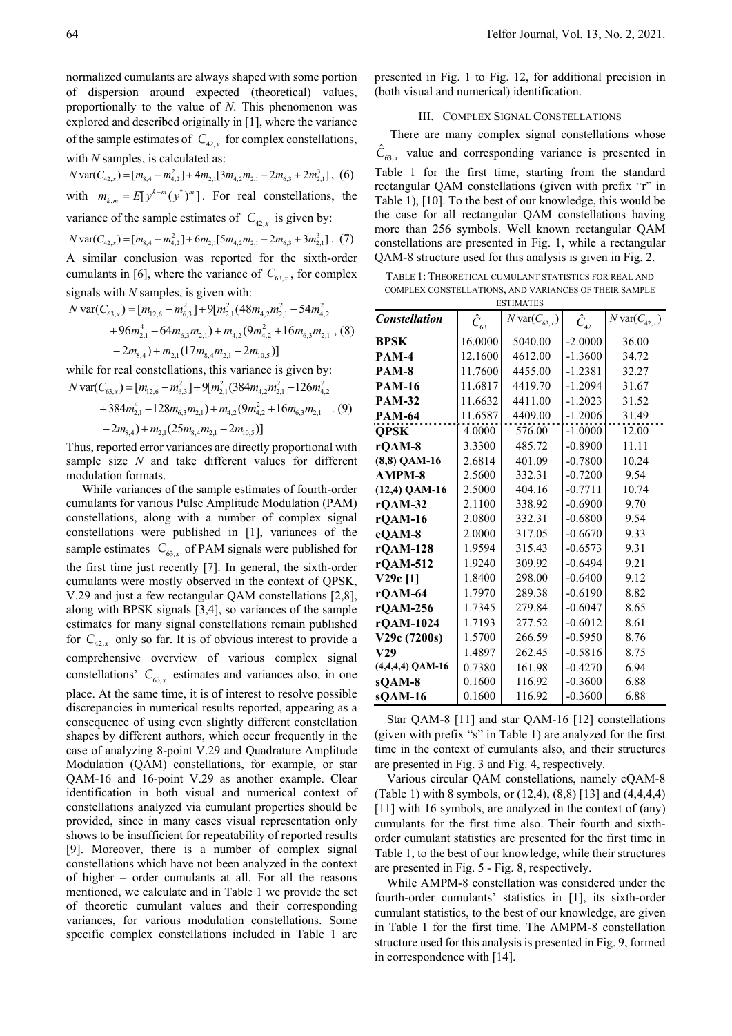normalized cumulants are always shaped with some portion of dispersion around expected (theoretical) values, proportionally to the value of $N$. This phenomenon was explored and described originally in [1], where the variance of the sample estimates of $C_{42,x}$ for complex constellations, with $N$ samples, is calculated as:

$$N\,\mathrm{var}(C_{42,x}) = [m_{8,4} - m_{4,2}^2] + 4m_{2,1}[3m_{4,2}m_{2,1} - 2m_{6,3} + 2m_{2,1}^3], \quad (6)$$

with $m_{k,m} = E[y^{k-m}(y^*)^m]$. For real constellations, the variance of the sample estimates of $C_{42,x}$ is given by:

$$N\,\mathrm{var}(C_{42,x}) = [m_{8,4} - m_{4,2}^2] + 6m_{2,1}[5m_{4,2}m_{2,1} - 2m_{6,3} + 3m_{2,1}^3]. \quad (7)$$

A similar conclusion was reported for the sixth-order cumulants in [6], where the variance of $C_{63,x}$, for complex signals with $N$ samples, is given with:

$$\begin{aligned} N\,\mathrm{var}(C_{63,x}) = {} & [m_{12,6} - m_{6,3}^2] + 9[m_{2,1}^2(48m_{4,2}m_{2,1}^2 - 54m_{4,2}^2 \\ & + 96m_{2,1}^4 - 64m_{6,3}m_{2,1}) + m_{4,2}(9m_{4,2}^2 + 16m_{6,3}m_{2,1} \\ & - 2m_{8,4}) + m_{2,1}(17m_{8,4}m_{2,1} - 2m_{10,5})] \end{aligned} \quad (8)$$

while for real constellations, this variance is given by:

$$\begin{aligned} N\,\mathrm{var}(C_{63,x}) = {} & [m_{12,6} - m_{6,3}^2] + 9[m_{2,1}^2(384m_{4,2}m_{2,1}^2 - 126m_{4,2}^2 \\ & + 384m_{2,1}^4 - 128m_{6,3}m_{2,1}) + m_{4,2}(9m_{4,2}^2 + 16m_{6,3}m_{2,1} \\ & - 2m_{8,4}) + m_{2,1}(25m_{8,4}m_{2,1} - 2m_{10,5})] \end{aligned} \quad (9)$$

Thus, reported error variances are directly proportional with sample size $N$ and take different values for different modulation formats.

While variances of the sample estimates of fourth-order cumulants for various Pulse Amplitude Modulation (PAM) constellations, along with a number of complex signal constellations were published in [1], variances of the sample estimates $C_{63,x}$ of PAM signals were published for the first time just recently [7]. In general, the sixth-order cumulants were mostly observed in the context of QPSK, V.29 and just a few rectangular QAM constellations [2,8], along with BPSK signals [3,4], so variances of the sample estimates for many signal constellations remain published for $C_{42,x}$ only so far. It is of obvious interest to provide a comprehensive overview of various complex signal constellations' $C_{63,x}$ estimates and variances also, in one place. At the same time, it is of interest to resolve possible discrepancies in numerical results reported, appearing as a consequence of using even slightly different constellation shapes by different authors, which occur frequently in the case of analyzing 8-point V.29 and Quadrature Amplitude Modulation (QAM) constellations, for example, or star QAM-16 and 16-point V.29 as another example. Clear identification in both visual and numerical context of constellations analyzed via cumulant properties should be provided, since in many cases visual representation only shows to be insufficient for repeatability of reported results [9]. Moreover, there is a number of complex signal constellations which have not been analyzed in the context of higher – order cumulants at all. For all the reasons mentioned, we calculate and in Table 1 we provide the set of theoretic cumulant values and their corresponding variances, for various modulation constellations. Some specific complex constellations included in Table 1 are presented in Fig. 1 to Fig. 12, for additional precision in (both visual and numerical) identification.

## III. Complex Signal Constellations

There are many complex signal constellations whose $\hat{C}_{63,x}$ value and corresponding variance is presented in Table 1 for the first time, starting from the standard rectangular QAM constellations (given with prefix "r" in Table 1), [10]. To the best of our knowledge, this would be the case for all rectangular QAM constellations having more than 256 symbols. Well known rectangular QAM constellations are presented in Fig. 1, while a rectangular QAM-8 structure used for this analysis is given in Fig. 2.

Table 1: Theoretical cumulant statistics for real and complex constellations, and variances of their sample estimates

| *Constellation* | $\hat{C}_{63}$ | $N\,\mathrm{var}(C_{63,x})$ | $\hat{C}_{42}$ | $N\,\mathrm{var}(C_{42,x})$ |
|---|---|---|---|---|
| **BPSK** | 16.0000 | 5040.00 | -2.0000 | 36.00 |
| **PAM-4** | 12.1600 | 4612.00 | -1.3600 | 34.72 |
| **PAM-8** | 11.7600 | 4455.00 | -1.2381 | 32.27 |
| **PAM-16** | 11.6817 | 4419.70 | -1.2094 | 31.67 |
| **PAM-32** | 11.6632 | 4411.00 | -1.2023 | 31.52 |
| **PAM-64** | 11.6587 | 4409.00 | -1.2006 | 31.49 |
| **QPSK** | 4.0000 | 576.00 | -1.0000 | 12.00 |
| **rQAM-8** | 3.3300 | 485.72 | -0.8900 | 11.11 |
| **(8,8) QAM-16** | 2.6814 | 401.09 | -0.7800 | 10.24 |
| **AMPM-8** | 2.5600 | 332.31 | -0.7200 | 9.54 |
| **(12,4) QAM-16** | 2.5000 | 404.16 | -0.7711 | 10.74 |
| **rQAM-32** | 2.1100 | 338.92 | -0.6900 | 9.70 |
| **rQAM-16** | 2.0800 | 332.31 | -0.6800 | 9.54 |
| **cQAM-8** | 2.0000 | 317.05 | -0.6670 | 9.33 |
| **rQAM-128** | 1.9594 | 315.43 | -0.6573 | 9.31 |
| **rQAM-512** | 1.9240 | 309.92 | -0.6494 | 9.21 |
| **V29c [1]** | 1.8400 | 298.00 | -0.6400 | 9.12 |
| **rQAM-64** | 1.7970 | 289.38 | -0.6190 | 8.82 |
| **rQAM-256** | 1.7345 | 279.84 | -0.6047 | 8.65 |
| **rQAM-1024** | 1.7193 | 277.52 | -0.6012 | 8.61 |
| **V29c (7200s)** | 1.5700 | 266.59 | -0.5950 | 8.76 |
| **V29** | 1.4897 | 262.45 | -0.5816 | 8.75 |
| **(4,4,4,4) QAM-16** | 0.7380 | 161.98 | -0.4270 | 6.94 |
| **sQAM-8** | 0.1600 | 116.92 | -0.3600 | 6.88 |
| **sQAM-16** | 0.1600 | 116.92 | -0.3600 | 6.88 |

Star QAM-8 [11] and star QAM-16 [12] constellations (given with prefix "s" in Table 1) are analyzed for the first time in the context of cumulants also, and their structures are presented in Fig. 3 and Fig. 4, respectively.

Various circular QAM constellations, namely cQAM-8 (Table 1) with 8 symbols, or (12,4), (8,8) [13] and (4,4,4,4) [11] with 16 symbols, are analyzed in the context of (any) cumulants for the first time also. Their fourth and sixth-order cumulant statistics are presented for the first time in Table 1, to the best of our knowledge, while their structures are presented in Fig. 5 - Fig. 8, respectively.

While AMPM-8 constellation was considered under the fourth-order cumulants' statistics in [1], its sixth-order cumulant statistics, to the best of our knowledge, are given in Table 1 for the first time. The AMPM-8 constellation structure used for this analysis is presented in Fig. 9, formed in correspondence with [14].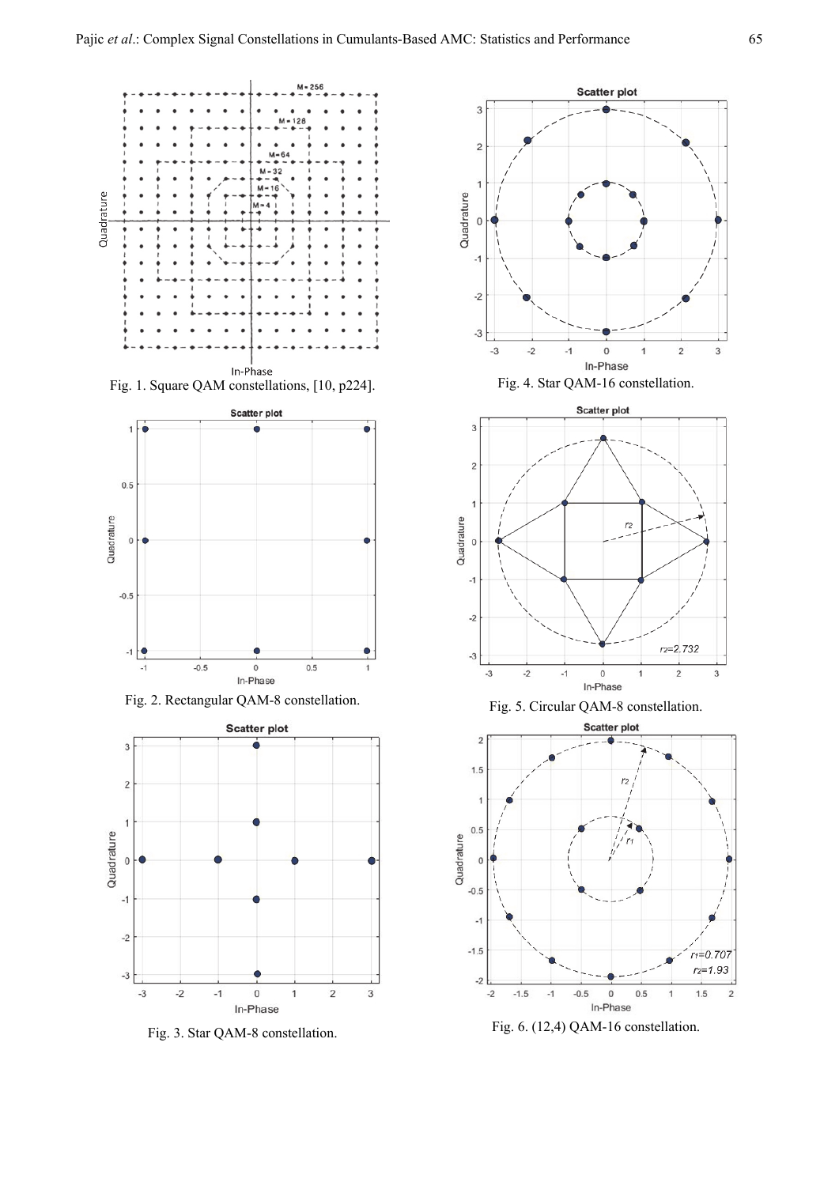Fig. 1. Square QAM constellations, [10, p224].

Fig. 2. Rectangular QAM-8 constellation.

Fig. 3. Star QAM-8 constellation.

Fig. 4. Star QAM-16 constellation.

Fig. 5. Circular QAM-8 constellation.

Fig. 6. (12,4) QAM-16 constellation.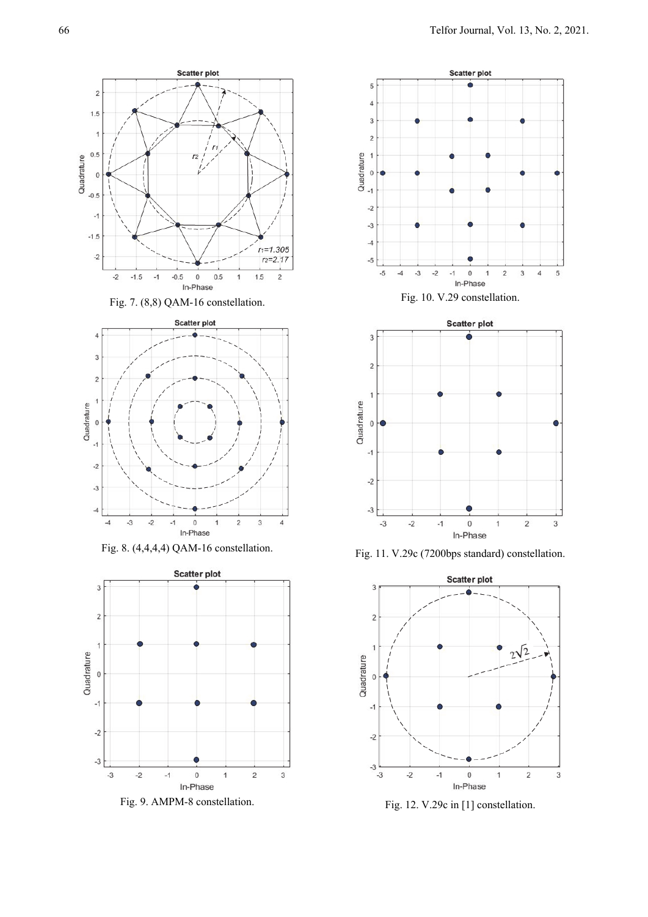Fig. 7. (8,8) QAM-16 constellation.

Fig. 8. (4,4,4,4) QAM-16 constellation.

Fig. 9. AMPM-8 constellation.

Fig. 10. V.29 constellation.

Fig. 11. V.29c (7200bps standard) constellation.

Fig. 12. V.29c in [1] constellation.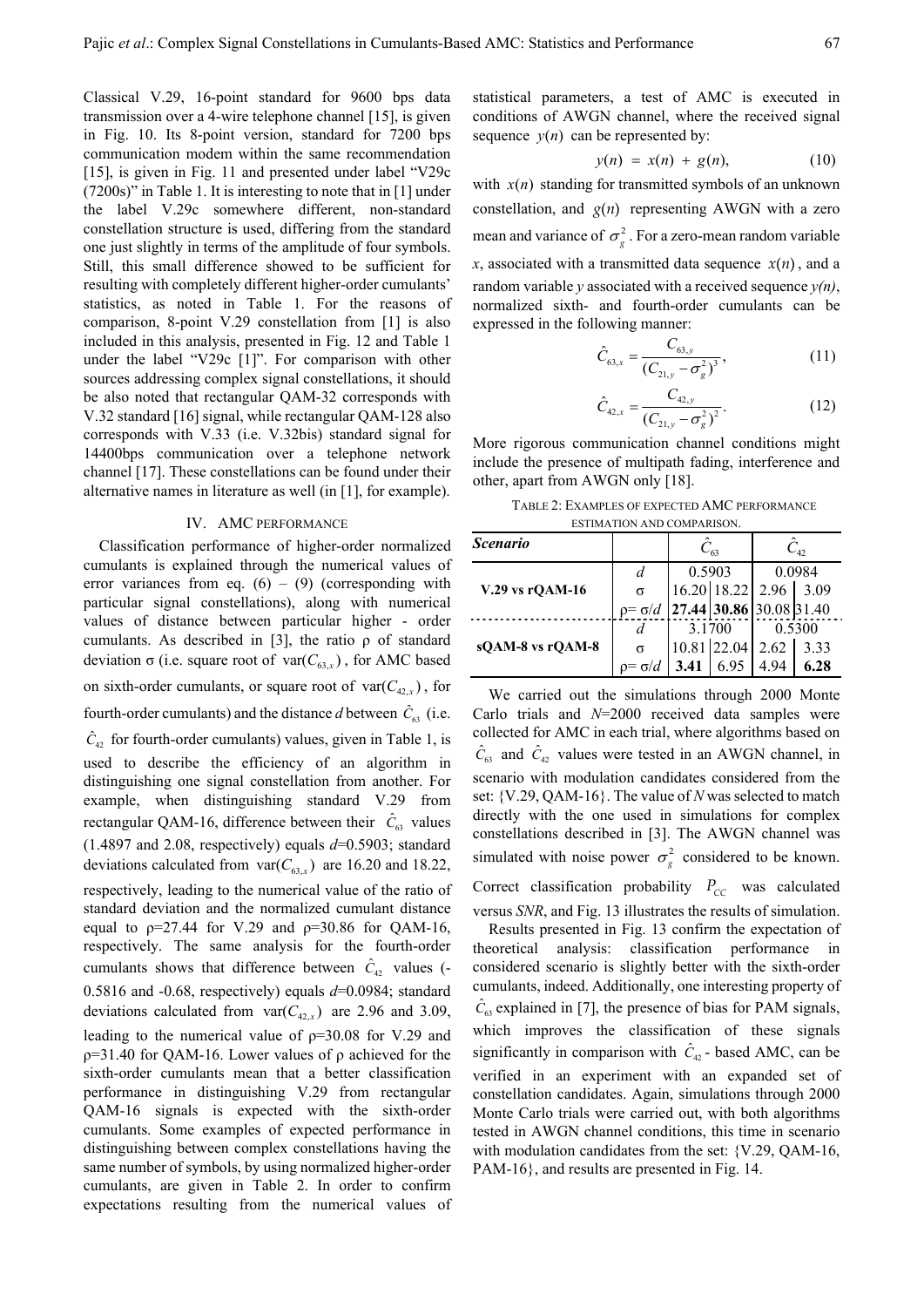Classical V.29, 16-point standard for 9600 bps data transmission over a 4-wire telephone channel [15], is given in Fig. 10. Its 8-point version, standard for 7200 bps communication modem within the same recommendation [15], is given in Fig. 11 and presented under label "V29c (7200s)" in Table 1. It is interesting to note that in [1] under the label V.29c somewhere different, non-standard constellation structure is used, differing from the standard one just slightly in terms of the amplitude of four symbols. Still, this small difference showed to be sufficient for resulting with completely different higher-order cumulants' statistics, as noted in Table 1. For the reasons of comparison, 8-point V.29 constellation from [1] is also included in this analysis, presented in Fig. 12 and Table 1 under the label "V29c [1]". For comparison with other sources addressing complex signal constellations, it should be also noted that rectangular QAM-32 corresponds with V.32 standard [16] signal, while rectangular QAM-128 also corresponds with V.33 (i.e. V.32bis) standard signal for 14400bps communication over a telephone network channel [17]. These constellations can be found under their alternative names in literature as well (in [1], for example).

## IV. AMC PERFORMANCE

Classification performance of higher-order normalized cumulants is explained through the numerical values of error variances from eq. (6) – (9) (corresponding with particular signal constellations), along with numerical values of distance between particular higher - order cumulants. As described in [3], the ratio ρ of standard deviation σ (i.e. square root of $\text{var}(C_{63,x})$, for AMC based on sixth-order cumulants, or square root of $\text{var}(C_{42,x})$, for fourth-order cumulants) and the distance $d$ between $\hat{C}_{63}$ (i.e. $\hat{C}_{42}$ for fourth-order cumulants) values, given in Table 1, is used to describe the efficiency of an algorithm in distinguishing one signal constellation from another. For example, when distinguishing standard V.29 from rectangular QAM-16, difference between their $\hat{C}_{63}$ values (1.4897 and 2.08, respectively) equals $d$=0.5903; standard deviations calculated from $\text{var}(C_{63,x})$ are 16.20 and 18.22, respectively, leading to the numerical value of the ratio of standard deviation and the normalized cumulant distance equal to ρ=27.44 for V.29 and ρ=30.86 for QAM-16, respectively. The same analysis for the fourth-order cumulants shows that difference between $\hat{C}_{42}$ values (-0.5816 and -0.68, respectively) equals $d$=0.0984; standard deviations calculated from $\text{var}(C_{42,x})$ are 2.96 and 3.09, leading to the numerical value of ρ=30.08 for V.29 and ρ=31.40 for QAM-16. Lower values of ρ achieved for the sixth-order cumulants mean that a better classification performance in distinguishing V.29 from rectangular QAM-16 signals is expected with the sixth-order cumulants. Some examples of expected performance in distinguishing between complex constellations having the same number of symbols, by using normalized higher-order cumulants, are given in Table 2. In order to confirm expectations resulting from the numerical values of statistical parameters, a test of AMC is executed in conditions of AWGN channel, where the received signal sequence $y(n)$ can be represented by:

$$y(n) = x(n) + g(n), \tag{10}$$

with $x(n)$ standing for transmitted symbols of an unknown constellation, and $g(n)$ representing AWGN with a zero mean and variance of $\sigma_g^2$. For a zero-mean random variable $x$, associated with a transmitted data sequence $x(n)$, and a random variable $y$ associated with a received sequence $y(n)$, normalized sixth- and fourth-order cumulants can be expressed in the following manner:

$$\hat{C}_{63,x} = \frac{C_{63,y}}{(C_{21,y} - \sigma_g^2)^3}, \tag{11}$$

$$\hat{C}_{42,x} = \frac{C_{42,y}}{(C_{21,y} - \sigma_g^2)^2}. \tag{12}$$

More rigorous communication channel conditions might include the presence of multipath fading, interference and other, apart from AWGN only [18].

TABLE 2: EXAMPLES OF EXPECTED AMC PERFORMANCE ESTIMATION AND COMPARISON.

| *Scenario* | | $\hat{C}_{63}$ | | $\hat{C}_{42}$ | |
|---|---|---|---|---|---|
| **V.29 vs rQAM-16** | $d$ | 0.5903 | | 0.0984 | |
| | σ | 16.20 | 18.22 | 2.96 | 3.09 |
| | ρ= σ/$d$ | **27.44** | **30.86** | 30.08 | 31.40 |
| **sQAM-8 vs rQAM-8** | $d$ | 3.1700 | | 0.5300 | |
| | σ | 10.81 | 22.04 | 2.62 | 3.33 |
| | ρ= σ/$d$ | **3.41** | 6.95 | 4.94 | **6.28** |

We carried out the simulations through 2000 Monte Carlo trials and $N$=2000 received data samples were collected for AMC in each trial, where algorithms based on $\hat{C}_{63}$ and $\hat{C}_{42}$ values were tested in an AWGN channel, in scenario with modulation candidates considered from the set: {V.29, QAM-16}. The value of $N$ was selected to match directly with the one used in simulations for complex constellations described in [3]. The AWGN channel was simulated with noise power $\sigma_g^2$ considered to be known. Correct classification probability $P_{CC}$ was calculated versus $SNR$, and Fig. 13 illustrates the results of simulation.

Results presented in Fig. 13 confirm the expectation of theoretical analysis: classification performance in considered scenario is slightly better with the sixth-order cumulants, indeed. Additionally, one interesting property of $\hat{C}_{63}$ explained in [7], the presence of bias for PAM signals, which improves the classification of these signals significantly in comparison with $\hat{C}_{42}$- based AMC, can be verified in an experiment with an expanded set of constellation candidates. Again, simulations through 2000 Monte Carlo trials were carried out, with both algorithms tested in AWGN channel conditions, this time in scenario with modulation candidates from the set: {V.29, QAM-16, PAM-16}, and results are presented in Fig. 14.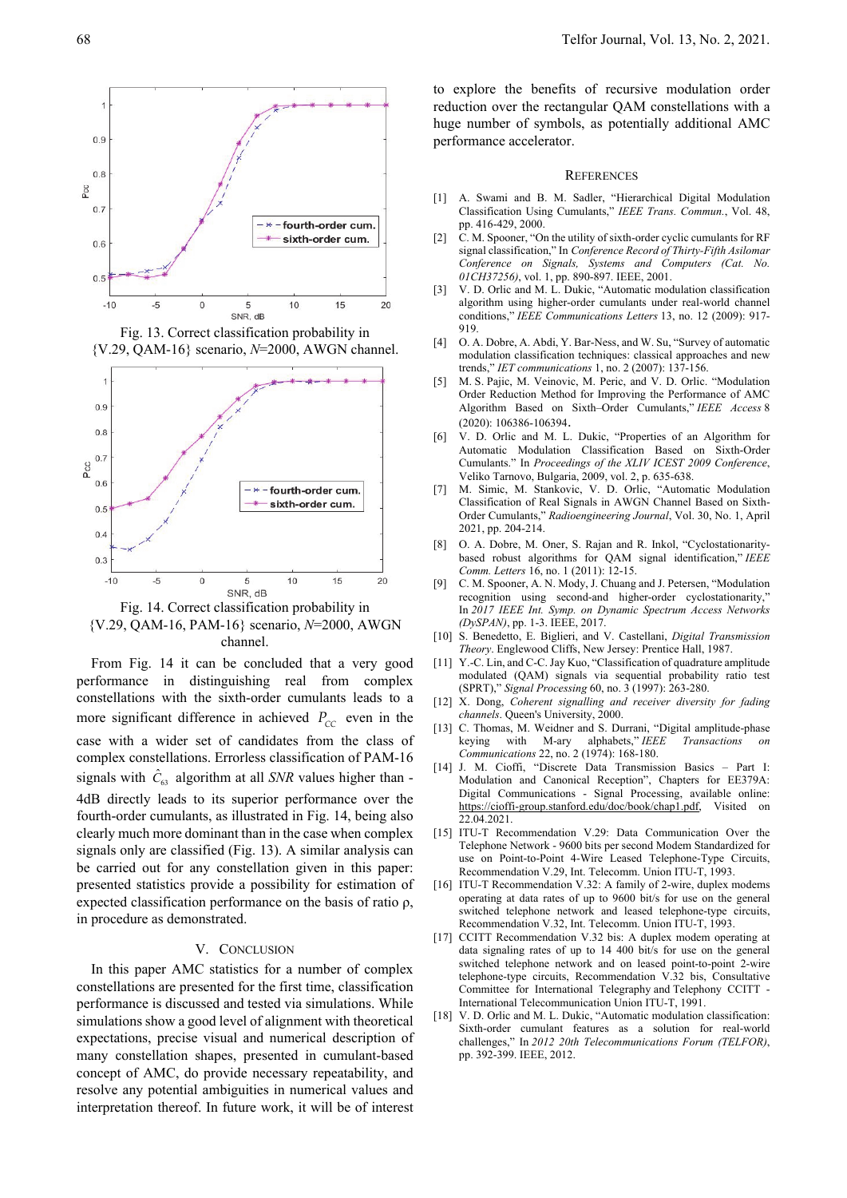1

0.9

0.8

Pcc

0.7

0.6

0.5

-10 -5 0 5 10 15 20

SNR, dB

fourth-order cum.

sixth-order cum.

Fig. 13. Correct classification probability in {V.29, QAM-16} scenario, *N*=2000, AWGN channel.

1

0.9

0.8

0.7

Pcc

0.6

0.5

0.4

0.3

-10 -5 0 5 10 15 20

SNR, dB

fourth-order cum.

sixth-order cum.

Fig. 14. Correct classification probability in {V.29, QAM-16, PAM-16} scenario, *N*=2000, AWGN channel.

From Fig. 14 it can be concluded that a very good performance in distinguishing real from complex constellations with the sixth-order cumulants leads to a more significant difference in achieved $P_{CC}$ even in the case with a wider set of candidates from the class of complex constellations. Errorless classification of PAM-16 signals with $\hat{C}_{63}$ algorithm at all *SNR* values higher than -4dB directly leads to its superior performance over the fourth-order cumulants, as illustrated in Fig. 14, being also clearly much more dominant than in the case when complex signals only are classified (Fig. 13). A similar analysis can be carried out for any constellation given in this paper: presented statistics provide a possibility for estimation of expected classification performance on the basis of ratio ρ, in procedure as demonstrated.

## V. Conclusion

In this paper AMC statistics for a number of complex constellations are presented for the first time, classification performance is discussed and tested via simulations. While simulations show a good level of alignment with theoretical expectations, precise visual and numerical description of many constellation shapes, presented in cumulant-based concept of AMC, do provide necessary repeatability, and resolve any potential ambiguities in numerical values and interpretation thereof. In future work, it will be of interest to explore the benefits of recursive modulation order reduction over the rectangular QAM constellations with a huge number of symbols, as potentially additional AMC performance accelerator.

## References

[1] A. Swami and B. M. Sadler, "Hierarchical Digital Modulation Classification Using Cumulants," *IEEE Trans. Commun.*, Vol. 48, pp. 416-429, 2000.

[2] C. M. Spooner, "On the utility of sixth-order cyclic cumulants for RF signal classification," In *Conference Record of Thirty-Fifth Asilomar Conference on Signals, Systems and Computers (Cat. No. 01CH37256)*, vol. 1, pp. 890-897. IEEE, 2001.

[3] V. D. Orlic and M. L. Dukic, "Automatic modulation classification algorithm using higher-order cumulants under real-world channel conditions," *IEEE Communications Letters* 13, no. 12 (2009): 917-919.

[4] O. A. Dobre, A. Abdi, Y. Bar-Ness, and W. Su, "Survey of automatic modulation classification techniques: classical approaches and new trends," *IET communications* 1, no. 2 (2007): 137-156.

[5] M. S. Pajic, M. Veinovic, M. Peric, and V. D. Orlic. "Modulation Order Reduction Method for Improving the Performance of AMC Algorithm Based on Sixth–Order Cumulants," *IEEE Access* 8 (2020): 106386-106394.

[6] V. D. Orlic and M. L. Dukic, "Properties of an Algorithm for Automatic Modulation Classification Based on Sixth-Order Cumulants." In *Proceedings of the XLIV ICEST 2009 Conference*, Veliko Tarnovo, Bulgaria, 2009, vol. 2, p. 635-638.

[7] M. Simic, M. Stankovic, V. D. Orlic, "Automatic Modulation Classification of Real Signals in AWGN Channel Based on Sixth-Order Cumulants," *Radioengineering Journal*, Vol. 30, No. 1, April 2021, pp. 204-214.

[8] O. A. Dobre, M. Oner, S. Rajan and R. Inkol, "Cyclostationarity-based robust algorithms for QAM signal identification," *IEEE Comm. Letters* 16, no. 1 (2011): 12-15.

[9] C. M. Spooner, A. N. Mody, J. Chuang and J. Petersen, "Modulation recognition using second-and higher-order cyclostationarity," In *2017 IEEE Int. Symp. on Dynamic Spectrum Access Networks (DySPAN)*, pp. 1-3. IEEE, 2017.

[10] S. Benedetto, E. Biglieri, and V. Castellani, *Digital Transmission Theory*. Englewood Cliffs, New Jersey: Prentice Hall, 1987.

[11] Y.-C. Lin, and C-C. Jay Kuo, "Classification of quadrature amplitude modulated (QAM) signals via sequential probability ratio test (SPRT)," *Signal Processing* 60, no. 3 (1997): 263-280.

[12] X. Dong, *Coherent signalling and receiver diversity for fading channels*. Queen's University, 2000.

[13] C. Thomas, M. Weidner and S. Durrani, "Digital amplitude-phase keying with M-ary alphabets," *IEEE Transactions on Communications* 22, no. 2 (1974): 168-180.

[14] J. M. Cioffi, "Discrete Data Transmission Basics – Part I: Modulation and Canonical Reception", Chapters for EE379A: Digital Communications - Signal Processing, available online: https://cioffi-group.stanford.edu/doc/book/chap1.pdf, Visited on 22.04.2021.

[15] ITU-T Recommendation V.29: Data Communication Over the Telephone Network - 9600 bits per second Modem Standardized for use on Point-to-Point 4-Wire Leased Telephone-Type Circuits, Recommendation V.29, Int. Telecomm. Union ITU-T, 1993.

[16] ITU-T Recommendation V.32: A family of 2-wire, duplex modems operating at data rates of up to 9600 bit/s for use on the general switched telephone network and leased telephone-type circuits, Recommendation V.32, Int. Telecomm. Union ITU-T, 1993.

[17] CCITT Recommendation V.32 bis: A duplex modem operating at data signaling rates of up to 14 400 bit/s for use on the general switched telephone network and on leased point-to-point 2-wire telephone-type circuits, Recommendation V.32 bis, Consultative Committee for International Telegraphy and Telephony CCITT - International Telecommunication Union ITU-T, 1991.

[18] V. D. Orlic and M. L. Dukic, "Automatic modulation classification: Sixth-order cumulant features as a solution for real-world challenges," In *2012 20th Telecommunications Forum (TELFOR)*, pp. 392-399. IEEE, 2012.